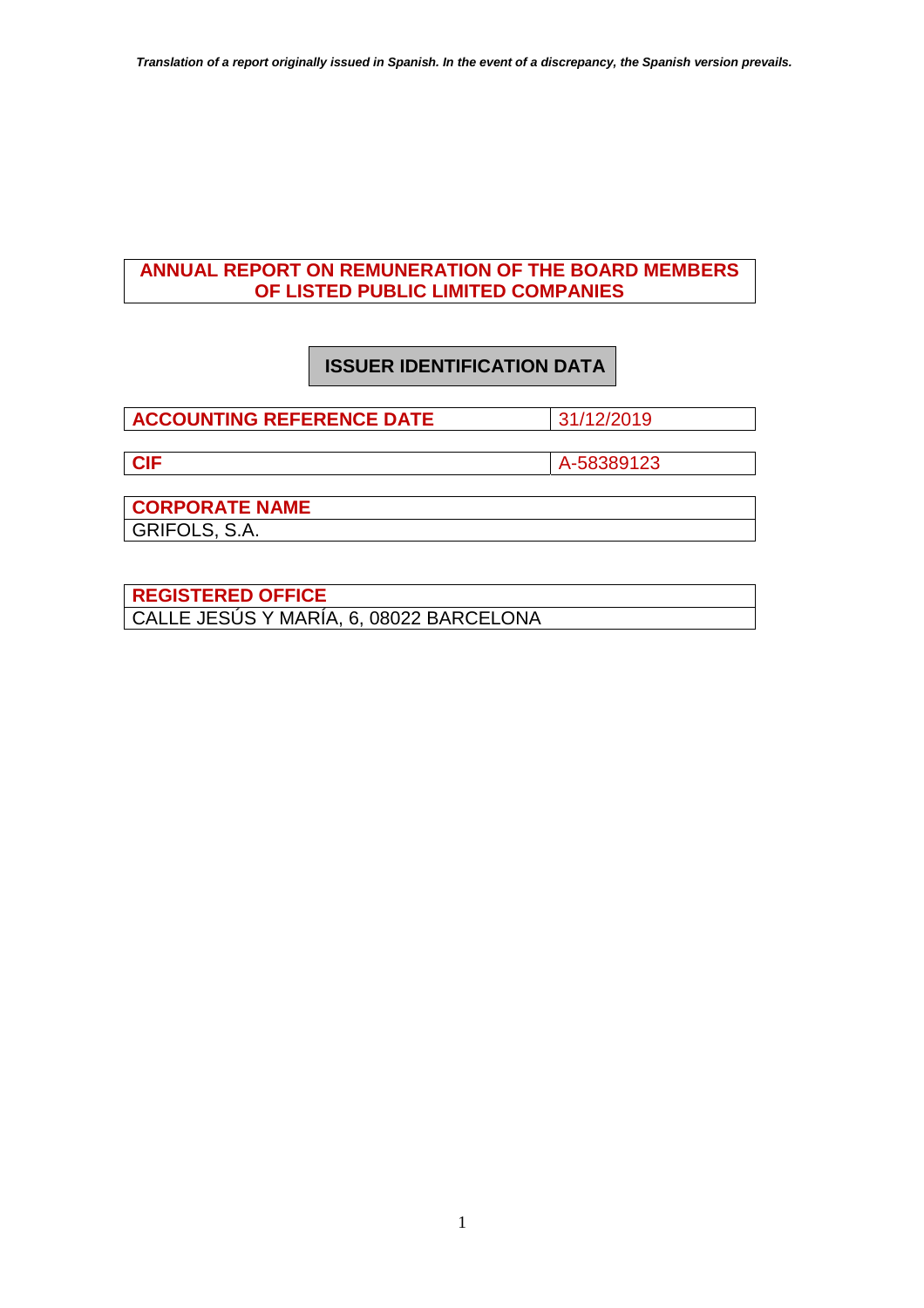*Translation of a report originally issued in Spanish. In the event of a discrepancy, the Spanish version prevails.*

# ANNUAL REPORT ON REMUNERATION OF THE BOARD MEMBERS OF LISTED PUBLIC LIMITED COMPANIES

## ISSUER IDENTIFICATION DATA

| ACCOUNTING REFERENCE DATE | 31/12/2019 |
| --- | --- |

| CIF | A-58389123 |
| --- | --- |

| CORPORATE NAME |
| --- |
| GRIFOLS, S.A. |

| REGISTERED OFFICE |
| --- |
| CALLE JESÚS Y MARÍA, 6, 08022 BARCELONA |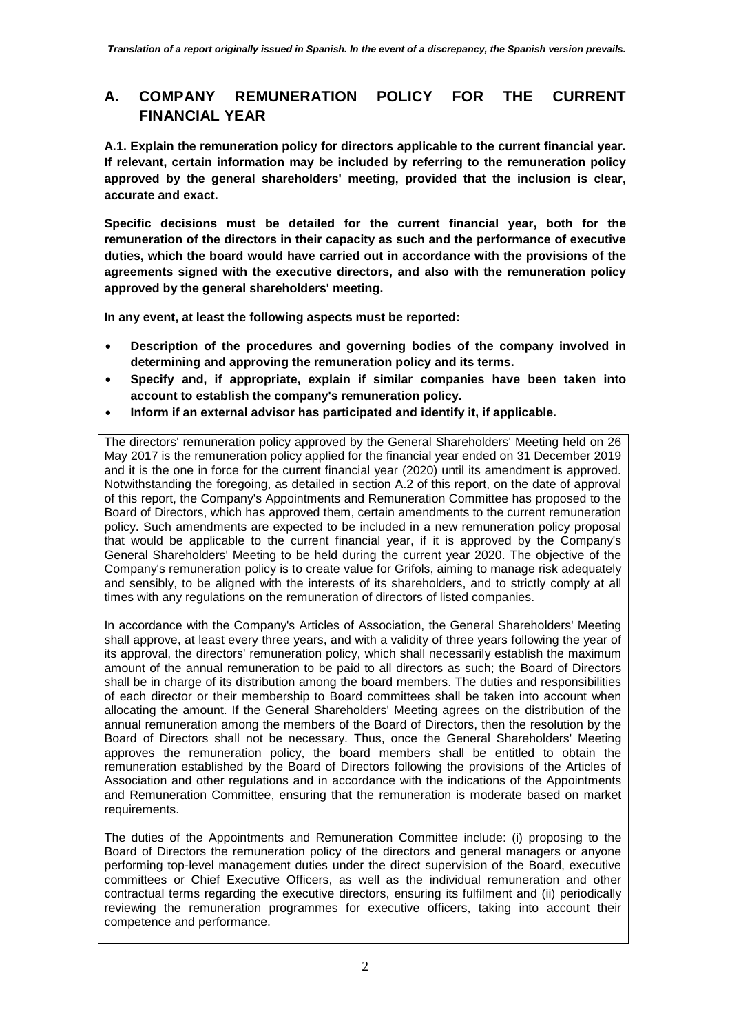*Translation of a report originally issued in Spanish. In the event of a discrepancy, the Spanish version prevails.*

## A. COMPANY REMUNERATION POLICY FOR THE CURRENT FINANCIAL YEAR

**A.1. Explain the remuneration policy for directors applicable to the current financial year. If relevant, certain information may be included by referring to the remuneration policy approved by the general shareholders' meeting, provided that the inclusion is clear, accurate and exact.**

**Specific decisions must be detailed for the current financial year, both for the remuneration of the directors in their capacity as such and the performance of executive duties, which the board would have carried out in accordance with the provisions of the agreements signed with the executive directors, and also with the remuneration policy approved by the general shareholders' meeting.**

**In any event, at least the following aspects must be reported:**

- **Description of the procedures and governing bodies of the company involved in determining and approving the remuneration policy and its terms.**
- **Specify and, if appropriate, explain if similar companies have been taken into account to establish the company's remuneration policy.**
- **Inform if an external advisor has participated and identify it, if applicable.**

The directors' remuneration policy approved by the General Shareholders' Meeting held on 26 May 2017 is the remuneration policy applied for the financial year ended on 31 December 2019 and it is the one in force for the current financial year (2020) until its amendment is approved. Notwithstanding the foregoing, as detailed in section A.2 of this report, on the date of approval of this report, the Company's Appointments and Remuneration Committee has proposed to the Board of Directors, which has approved them, certain amendments to the current remuneration policy. Such amendments are expected to be included in a new remuneration policy proposal that would be applicable to the current financial year, if it is approved by the Company's General Shareholders' Meeting to be held during the current year 2020. The objective of the Company's remuneration policy is to create value for Grifols, aiming to manage risk adequately and sensibly, to be aligned with the interests of its shareholders, and to strictly comply at all times with any regulations on the remuneration of directors of listed companies.

In accordance with the Company's Articles of Association, the General Shareholders' Meeting shall approve, at least every three years, and with a validity of three years following the year of its approval, the directors' remuneration policy, which shall necessarily establish the maximum amount of the annual remuneration to be paid to all directors as such; the Board of Directors shall be in charge of its distribution among the board members. The duties and responsibilities of each director or their membership to Board committees shall be taken into account when allocating the amount. If the General Shareholders' Meeting agrees on the distribution of the annual remuneration among the members of the Board of Directors, then the resolution by the Board of Directors shall not be necessary. Thus, once the General Shareholders' Meeting approves the remuneration policy, the board members shall be entitled to obtain the remuneration established by the Board of Directors following the provisions of the Articles of Association and other regulations and in accordance with the indications of the Appointments and Remuneration Committee, ensuring that the remuneration is moderate based on market requirements.

The duties of the Appointments and Remuneration Committee include: (i) proposing to the Board of Directors the remuneration policy of the directors and general managers or anyone performing top-level management duties under the direct supervision of the Board, executive committees or Chief Executive Officers, as well as the individual remuneration and other contractual terms regarding the executive directors, ensuring its fulfilment and (ii) periodically reviewing the remuneration programmes for executive officers, taking into account their competence and performance.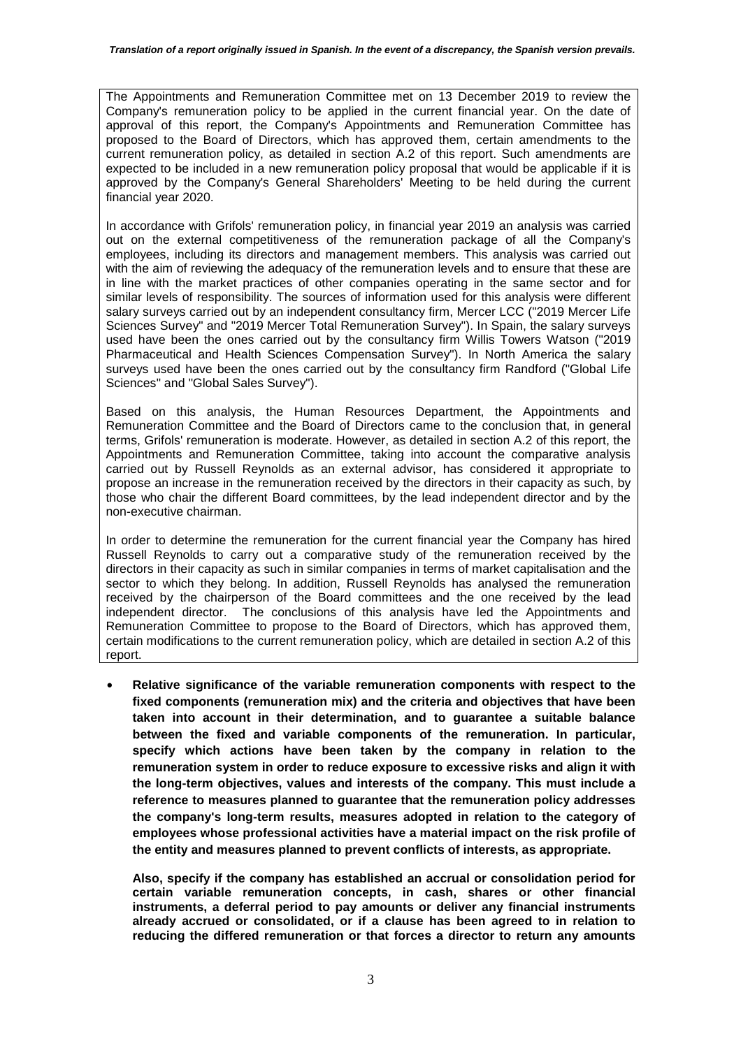The Appointments and Remuneration Committee met on 13 December 2019 to review the Company's remuneration policy to be applied in the current financial year. On the date of approval of this report, the Company's Appointments and Remuneration Committee has proposed to the Board of Directors, which has approved them, certain amendments to the current remuneration policy, as detailed in section A.2 of this report. Such amendments are expected to be included in a new remuneration policy proposal that would be applicable if it is approved by the Company's General Shareholders' Meeting to be held during the current financial year 2020.

In accordance with Grifols' remuneration policy, in financial year 2019 an analysis was carried out on the external competitiveness of the remuneration package of all the Company's employees, including its directors and management members. This analysis was carried out with the aim of reviewing the adequacy of the remuneration levels and to ensure that these are in line with the market practices of other companies operating in the same sector and for similar levels of responsibility. The sources of information used for this analysis were different salary surveys carried out by an independent consultancy firm, Mercer LCC ("2019 Mercer Life Sciences Survey" and "2019 Mercer Total Remuneration Survey"). In Spain, the salary surveys used have been the ones carried out by the consultancy firm Willis Towers Watson ("2019 Pharmaceutical and Health Sciences Compensation Survey"). In North America the salary surveys used have been the ones carried out by the consultancy firm Randford ("Global Life Sciences" and "Global Sales Survey").

Based on this analysis, the Human Resources Department, the Appointments and Remuneration Committee and the Board of Directors came to the conclusion that, in general terms, Grifols' remuneration is moderate. However, as detailed in section A.2 of this report, the Appointments and Remuneration Committee, taking into account the comparative analysis carried out by Russell Reynolds as an external advisor, has considered it appropriate to propose an increase in the remuneration received by the directors in their capacity as such, by those who chair the different Board committees, by the lead independent director and by the non-executive chairman.

In order to determine the remuneration for the current financial year the Company has hired Russell Reynolds to carry out a comparative study of the remuneration received by the directors in their capacity as such in similar companies in terms of market capitalisation and the sector to which they belong. In addition, Russell Reynolds has analysed the remuneration received by the chairperson of the Board committees and the one received by the lead independent director. The conclusions of this analysis have led the Appointments and Remuneration Committee to propose to the Board of Directors, which has approved them, certain modifications to the current remuneration policy, which are detailed in section A.2 of this report.

- **Relative significance of the variable remuneration components with respect to the fixed components (remuneration mix) and the criteria and objectives that have been taken into account in their determination, and to guarantee a suitable balance between the fixed and variable components of the remuneration. In particular, specify which actions have been taken by the company in relation to the remuneration system in order to reduce exposure to excessive risks and align it with the long-term objectives, values and interests of the company. This must include a reference to measures planned to guarantee that the remuneration policy addresses the company's long-term results, measures adopted in relation to the category of employees whose professional activities have a material impact on the risk profile of the entity and measures planned to prevent conflicts of interests, as appropriate.**

  **Also, specify if the company has established an accrual or consolidation period for certain variable remuneration concepts, in cash, shares or other financial instruments, a deferral period to pay amounts or deliver any financial instruments already accrued or consolidated, or if a clause has been agreed to in relation to reducing the differed remuneration or that forces a director to return any amounts**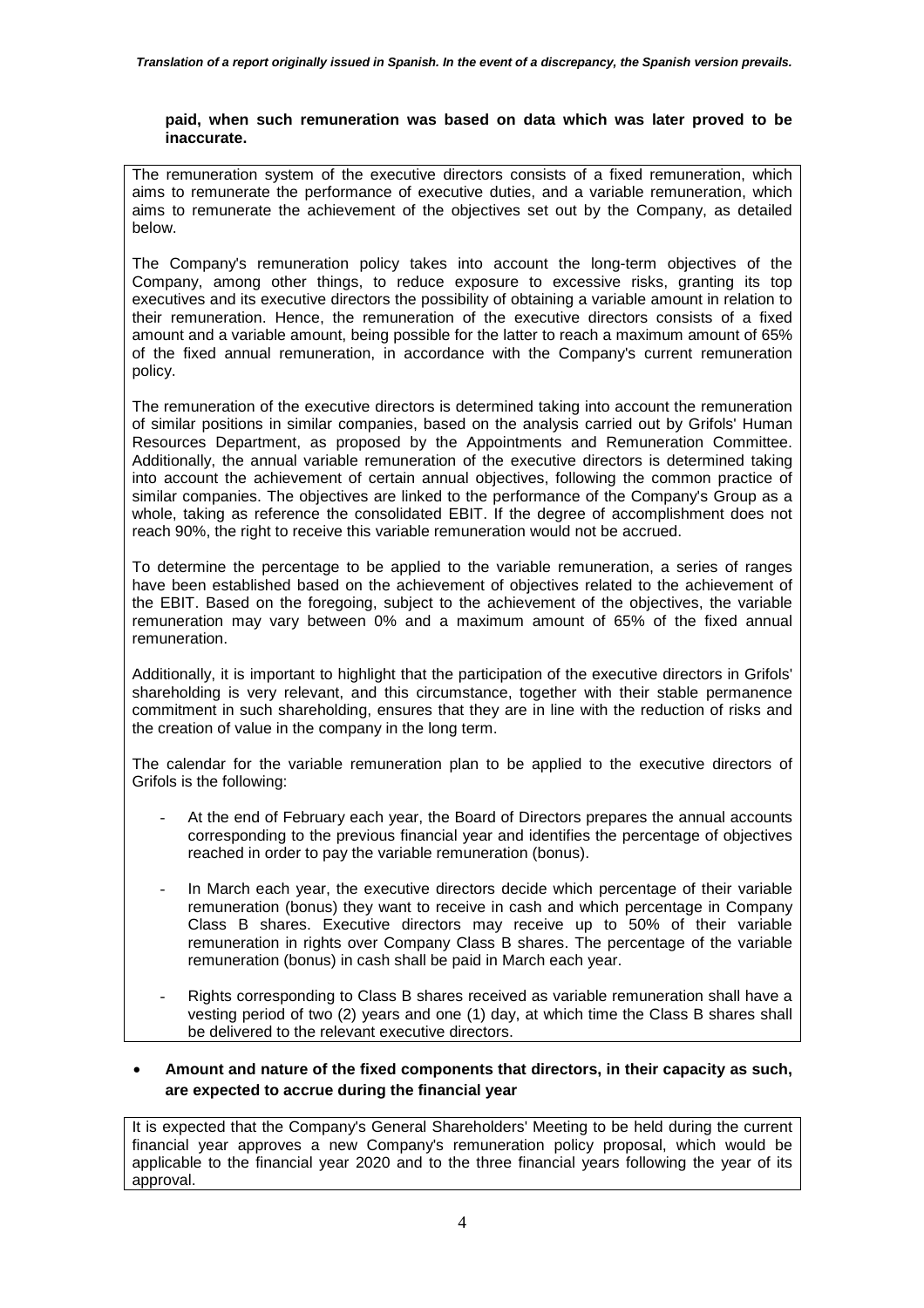**paid, when such remuneration was based on data which was later proved to be inaccurate.**

The remuneration system of the executive directors consists of a fixed remuneration, which aims to remunerate the performance of executive duties, and a variable remuneration, which aims to remunerate the achievement of the objectives set out by the Company, as detailed below.

The Company's remuneration policy takes into account the long-term objectives of the Company, among other things, to reduce exposure to excessive risks, granting its top executives and its executive directors the possibility of obtaining a variable amount in relation to their remuneration. Hence, the remuneration of the executive directors consists of a fixed amount and a variable amount, being possible for the latter to reach a maximum amount of 65% of the fixed annual remuneration, in accordance with the Company's current remuneration policy.

The remuneration of the executive directors is determined taking into account the remuneration of similar positions in similar companies, based on the analysis carried out by Grifols' Human Resources Department, as proposed by the Appointments and Remuneration Committee. Additionally, the annual variable remuneration of the executive directors is determined taking into account the achievement of certain annual objectives, following the common practice of similar companies. The objectives are linked to the performance of the Company's Group as a whole, taking as reference the consolidated EBIT. If the degree of accomplishment does not reach 90%, the right to receive this variable remuneration would not be accrued.

To determine the percentage to be applied to the variable remuneration, a series of ranges have been established based on the achievement of objectives related to the achievement of the EBIT. Based on the foregoing, subject to the achievement of the objectives, the variable remuneration may vary between 0% and a maximum amount of 65% of the fixed annual remuneration.

Additionally, it is important to highlight that the participation of the executive directors in Grifols' shareholding is very relevant, and this circumstance, together with their stable permanence commitment in such shareholding, ensures that they are in line with the reduction of risks and the creation of value in the company in the long term.

The calendar for the variable remuneration plan to be applied to the executive directors of Grifols is the following:

- At the end of February each year, the Board of Directors prepares the annual accounts corresponding to the previous financial year and identifies the percentage of objectives reached in order to pay the variable remuneration (bonus).
- In March each year, the executive directors decide which percentage of their variable remuneration (bonus) they want to receive in cash and which percentage in Company Class B shares. Executive directors may receive up to 50% of their variable remuneration in rights over Company Class B shares. The percentage of the variable remuneration (bonus) in cash shall be paid in March each year.
- Rights corresponding to Class B shares received as variable remuneration shall have a vesting period of two (2) years and one (1) day, at which time the Class B shares shall be delivered to the relevant executive directors.

- **Amount and nature of the fixed components that directors, in their capacity as such, are expected to accrue during the financial year**

It is expected that the Company's General Shareholders' Meeting to be held during the current financial year approves a new Company's remuneration policy proposal, which would be applicable to the financial year 2020 and to the three financial years following the year of its approval.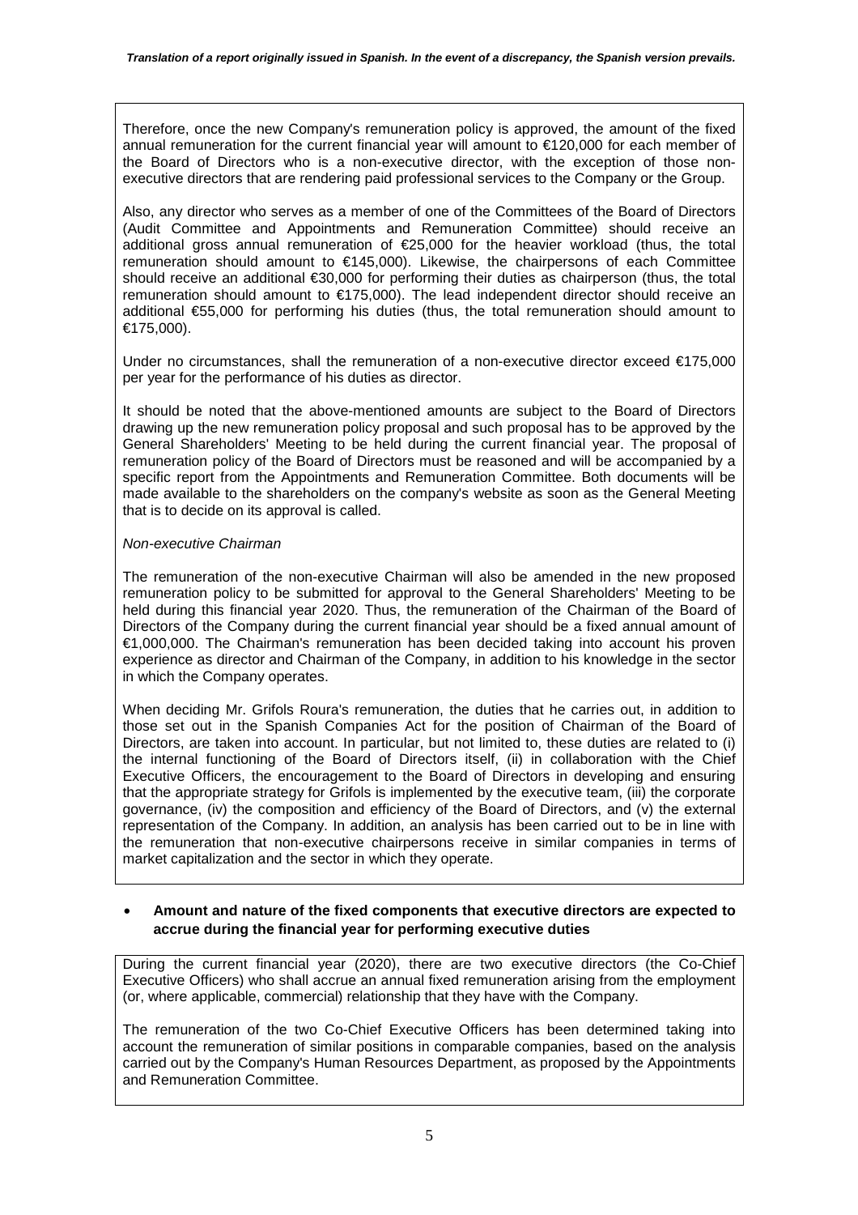Therefore, once the new Company's remuneration policy is approved, the amount of the fixed annual remuneration for the current financial year will amount to €120,000 for each member of the Board of Directors who is a non-executive director, with the exception of those non-executive directors that are rendering paid professional services to the Company or the Group.

Also, any director who serves as a member of one of the Committees of the Board of Directors (Audit Committee and Appointments and Remuneration Committee) should receive an additional gross annual remuneration of €25,000 for the heavier workload (thus, the total remuneration should amount to €145,000). Likewise, the chairpersons of each Committee should receive an additional €30,000 for performing their duties as chairperson (thus, the total remuneration should amount to €175,000). The lead independent director should receive an additional €55,000 for performing his duties (thus, the total remuneration should amount to €175,000).

Under no circumstances, shall the remuneration of a non-executive director exceed €175,000 per year for the performance of his duties as director.

It should be noted that the above-mentioned amounts are subject to the Board of Directors drawing up the new remuneration policy proposal and such proposal has to be approved by the General Shareholders' Meeting to be held during the current financial year. The proposal of remuneration policy of the Board of Directors must be reasoned and will be accompanied by a specific report from the Appointments and Remuneration Committee. Both documents will be made available to the shareholders on the company's website as soon as the General Meeting that is to decide on its approval is called.

*Non-executive Chairman*

The remuneration of the non-executive Chairman will also be amended in the new proposed remuneration policy to be submitted for approval to the General Shareholders' Meeting to be held during this financial year 2020. Thus, the remuneration of the Chairman of the Board of Directors of the Company during the current financial year should be a fixed annual amount of €1,000,000. The Chairman's remuneration has been decided taking into account his proven experience as director and Chairman of the Company, in addition to his knowledge in the sector in which the Company operates.

When deciding Mr. Grifols Roura's remuneration, the duties that he carries out, in addition to those set out in the Spanish Companies Act for the position of Chairman of the Board of Directors, are taken into account. In particular, but not limited to, these duties are related to (i) the internal functioning of the Board of Directors itself, (ii) in collaboration with the Chief Executive Officers, the encouragement to the Board of Directors in developing and ensuring that the appropriate strategy for Grifols is implemented by the executive team, (iii) the corporate governance, (iv) the composition and efficiency of the Board of Directors, and (v) the external representation of the Company. In addition, an analysis has been carried out to be in line with the remuneration that non-executive chairpersons receive in similar companies in terms of market capitalization and the sector in which they operate.

- **Amount and nature of the fixed components that executive directors are expected to accrue during the financial year for performing executive duties**

During the current financial year (2020), there are two executive directors (the Co-Chief Executive Officers) who shall accrue an annual fixed remuneration arising from the employment (or, where applicable, commercial) relationship that they have with the Company.

The remuneration of the two Co-Chief Executive Officers has been determined taking into account the remuneration of similar positions in comparable companies, based on the analysis carried out by the Company's Human Resources Department, as proposed by the Appointments and Remuneration Committee.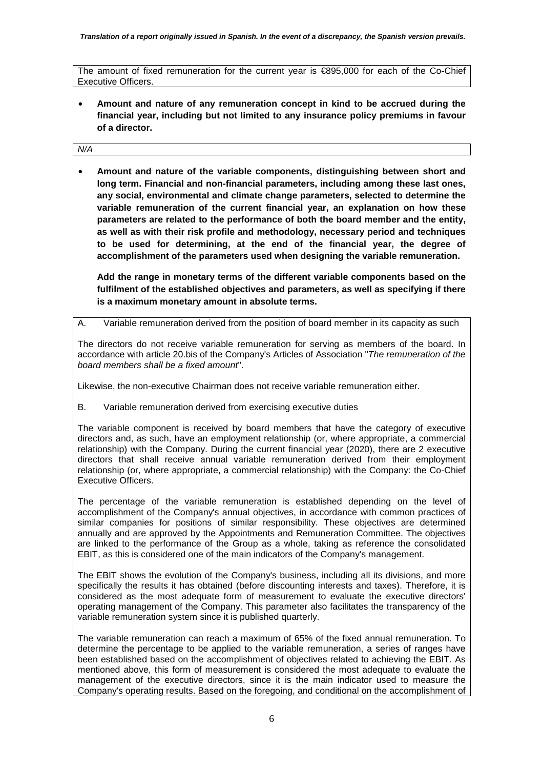The amount of fixed remuneration for the current year is €895,000 for each of the Co-Chief Executive Officers.

- **Amount and nature of any remuneration concept in kind to be accrued during the financial year, including but not limited to any insurance policy premiums in favour of a director.**

*N/A*

- **Amount and nature of the variable components, distinguishing between short and long term. Financial and non-financial parameters, including among these last ones, any social, environmental and climate change parameters, selected to determine the variable remuneration of the current financial year, an explanation on how these parameters are related to the performance of both the board member and the entity, as well as with their risk profile and methodology, necessary period and techniques to be used for determining, at the end of the financial year, the degree of accomplishment of the parameters used when designing the variable remuneration.**

  **Add the range in monetary terms of the different variable components based on the fulfilment of the established objectives and parameters, as well as specifying if there is a maximum monetary amount in absolute terms.**

A. Variable remuneration derived from the position of board member in its capacity as such

The directors do not receive variable remuneration for serving as members of the board. In accordance with article 20.bis of the Company's Articles of Association "*The remuneration of the board members shall be a fixed amount*".

Likewise, the non-executive Chairman does not receive variable remuneration either.

B. Variable remuneration derived from exercising executive duties

The variable component is received by board members that have the category of executive directors and, as such, have an employment relationship (or, where appropriate, a commercial relationship) with the Company. During the current financial year (2020), there are 2 executive directors that shall receive annual variable remuneration derived from their employment relationship (or, where appropriate, a commercial relationship) with the Company: the Co-Chief Executive Officers.

The percentage of the variable remuneration is established depending on the level of accomplishment of the Company's annual objectives, in accordance with common practices of similar companies for positions of similar responsibility. These objectives are determined annually and are approved by the Appointments and Remuneration Committee. The objectives are linked to the performance of the Group as a whole, taking as reference the consolidated EBIT, as this is considered one of the main indicators of the Company's management.

The EBIT shows the evolution of the Company's business, including all its divisions, and more specifically the results it has obtained (before discounting interests and taxes). Therefore, it is considered as the most adequate form of measurement to evaluate the executive directors' operating management of the Company. This parameter also facilitates the transparency of the variable remuneration system since it is published quarterly.

The variable remuneration can reach a maximum of 65% of the fixed annual remuneration. To determine the percentage to be applied to the variable remuneration, a series of ranges have been established based on the accomplishment of objectives related to achieving the EBIT. As mentioned above, this form of measurement is considered the most adequate to evaluate the management of the executive directors, since it is the main indicator used to measure the Company's operating results. Based on the foregoing, and conditional on the accomplishment of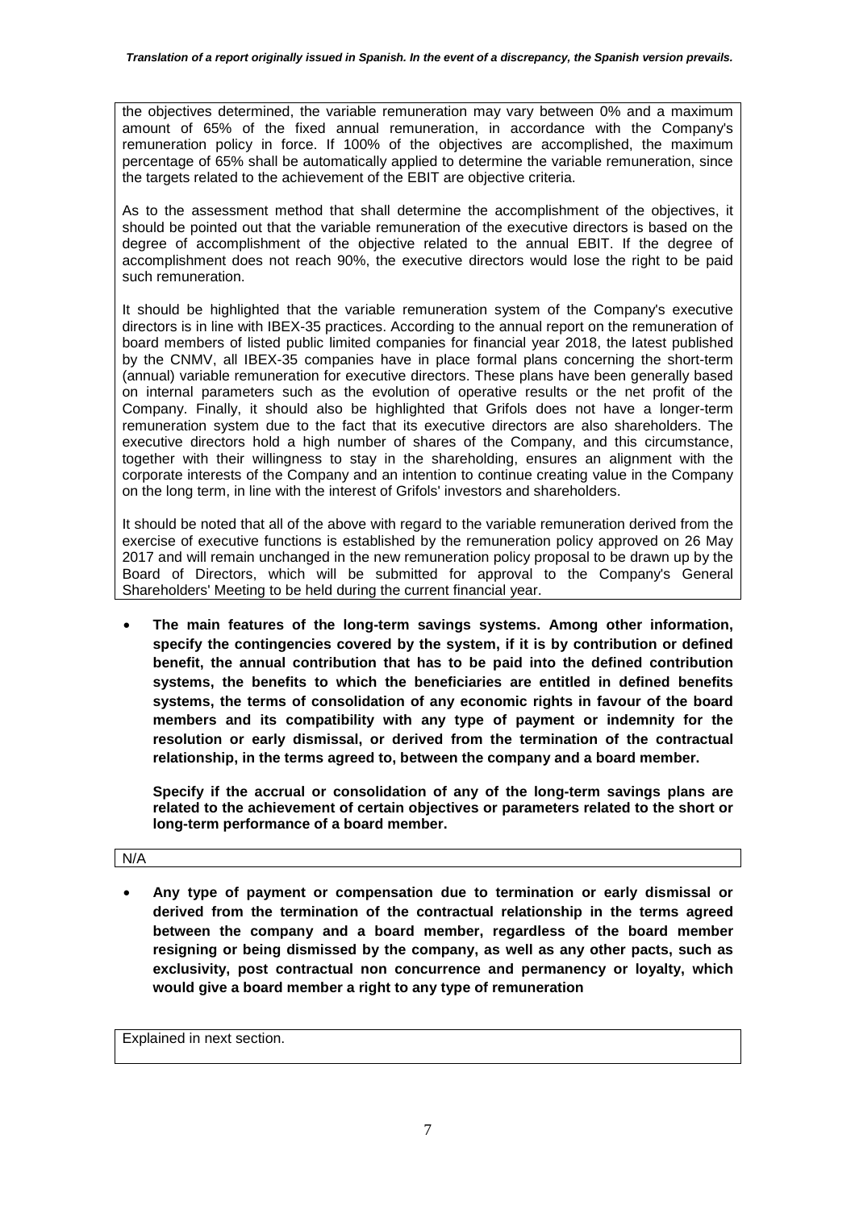the objectives determined, the variable remuneration may vary between 0% and a maximum amount of 65% of the fixed annual remuneration, in accordance with the Company's remuneration policy in force. If 100% of the objectives are accomplished, the maximum percentage of 65% shall be automatically applied to determine the variable remuneration, since the targets related to the achievement of the EBIT are objective criteria.

As to the assessment method that shall determine the accomplishment of the objectives, it should be pointed out that the variable remuneration of the executive directors is based on the degree of accomplishment of the objective related to the annual EBIT. If the degree of accomplishment does not reach 90%, the executive directors would lose the right to be paid such remuneration.

It should be highlighted that the variable remuneration system of the Company's executive directors is in line with IBEX-35 practices. According to the annual report on the remuneration of board members of listed public limited companies for financial year 2018, the latest published by the CNMV, all IBEX-35 companies have in place formal plans concerning the short-term (annual) variable remuneration for executive directors. These plans have been generally based on internal parameters such as the evolution of operative results or the net profit of the Company. Finally, it should also be highlighted that Grifols does not have a longer-term remuneration system due to the fact that its executive directors are also shareholders. The executive directors hold a high number of shares of the Company, and this circumstance, together with their willingness to stay in the shareholding, ensures an alignment with the corporate interests of the Company and an intention to continue creating value in the Company on the long term, in line with the interest of Grifols' investors and shareholders.

It should be noted that all of the above with regard to the variable remuneration derived from the exercise of executive functions is established by the remuneration policy approved on 26 May 2017 and will remain unchanged in the new remuneration policy proposal to be drawn up by the Board of Directors, which will be submitted for approval to the Company's General Shareholders' Meeting to be held during the current financial year.

- **The main features of the long-term savings systems. Among other information, specify the contingencies covered by the system, if it is by contribution or defined benefit, the annual contribution that has to be paid into the defined contribution systems, the benefits to which the beneficiaries are entitled in defined benefits systems, the terms of consolidation of any economic rights in favour of the board members and its compatibility with any type of payment or indemnity for the resolution or early dismissal, or derived from the termination of the contractual relationship, in the terms agreed to, between the company and a board member.**

  **Specify if the accrual or consolidation of any of the long-term savings plans are related to the achievement of certain objectives or parameters related to the short or long-term performance of a board member.**

N/A

- **Any type of payment or compensation due to termination or early dismissal or derived from the termination of the contractual relationship in the terms agreed between the company and a board member, regardless of the board member resigning or being dismissed by the company, as well as any other pacts, such as exclusivity, post contractual non concurrence and permanency or loyalty, which would give a board member a right to any type of remuneration**

Explained in next section.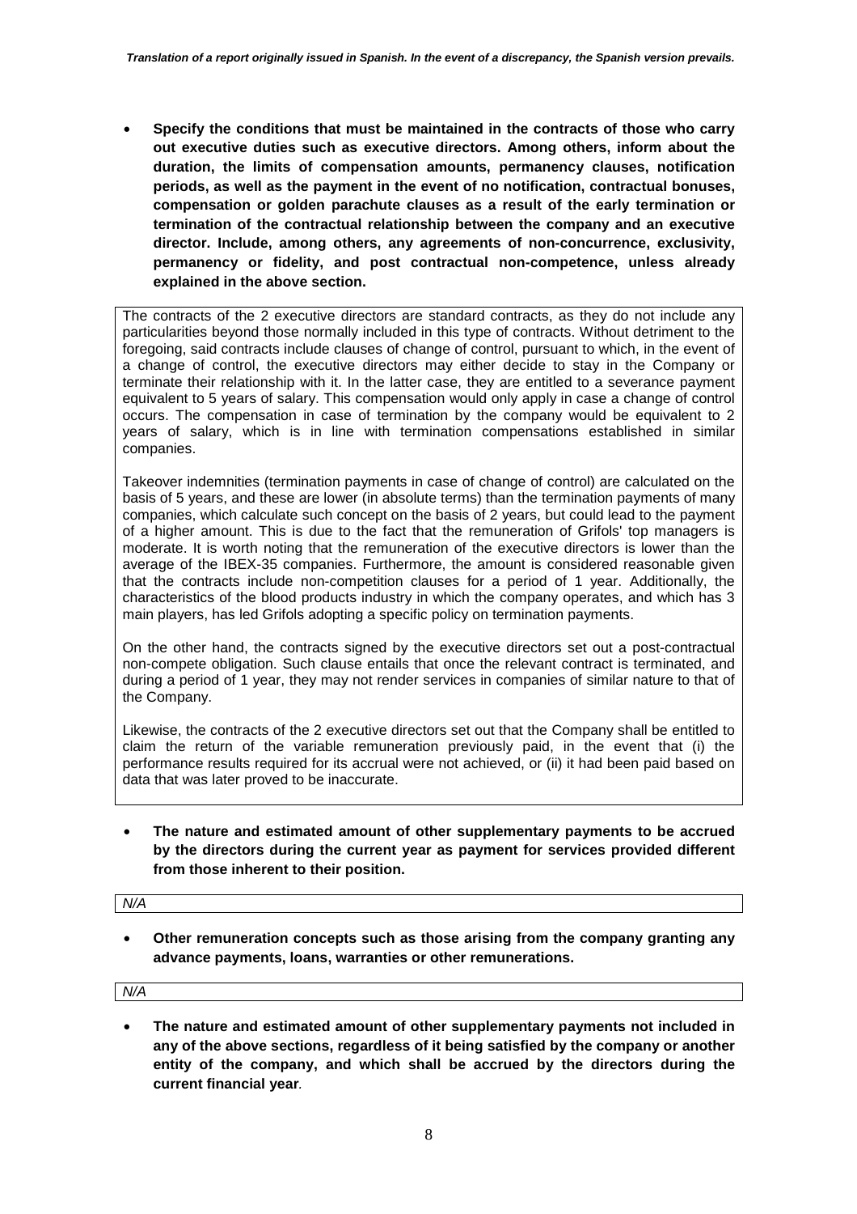- **Specify the conditions that must be maintained in the contracts of those who carry out executive duties such as executive directors. Among others, inform about the duration, the limits of compensation amounts, permanency clauses, notification periods, as well as the payment in the event of no notification, contractual bonuses, compensation or golden parachute clauses as a result of the early termination or termination of the contractual relationship between the company and an executive director. Include, among others, any agreements of non-concurrence, exclusivity, permanency or fidelity, and post contractual non-competence, unless already explained in the above section.**

The contracts of the 2 executive directors are standard contracts, as they do not include any particularities beyond those normally included in this type of contracts. Without detriment to the foregoing, said contracts include clauses of change of control, pursuant to which, in the event of a change of control, the executive directors may either decide to stay in the Company or terminate their relationship with it. In the latter case, they are entitled to a severance payment equivalent to 5 years of salary. This compensation would only apply in case a change of control occurs. The compensation in case of termination by the company would be equivalent to 2 years of salary, which is in line with termination compensations established in similar companies.

Takeover indemnities (termination payments in case of change of control) are calculated on the basis of 5 years, and these are lower (in absolute terms) than the termination payments of many companies, which calculate such concept on the basis of 2 years, but could lead to the payment of a higher amount. This is due to the fact that the remuneration of Grifols' top managers is moderate. It is worth noting that the remuneration of the executive directors is lower than the average of the IBEX-35 companies. Furthermore, the amount is considered reasonable given that the contracts include non-competition clauses for a period of 1 year. Additionally, the characteristics of the blood products industry in which the company operates, and which has 3 main players, has led Grifols adopting a specific policy on termination payments.

On the other hand, the contracts signed by the executive directors set out a post-contractual non-compete obligation. Such clause entails that once the relevant contract is terminated, and during a period of 1 year, they may not render services in companies of similar nature to that of the Company.

Likewise, the contracts of the 2 executive directors set out that the Company shall be entitled to claim the return of the variable remuneration previously paid, in the event that (i) the performance results required for its accrual were not achieved, or (ii) it had been paid based on data that was later proved to be inaccurate.

- **The nature and estimated amount of other supplementary payments to be accrued by the directors during the current year as payment for services provided different from those inherent to their position.**

*N/A*

- **Other remuneration concepts such as those arising from the company granting any advance payments, loans, warranties or other remunerations.**

*N/A*

- **The nature and estimated amount of other supplementary payments not included in any of the above sections, regardless of it being satisfied by the company or another entity of the company, and which shall be accrued by the directors during the current financial year**.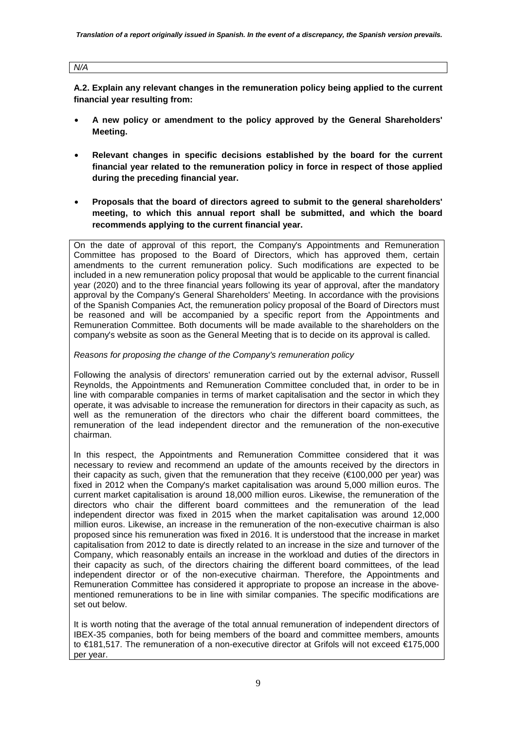N/A

**A.2. Explain any relevant changes in the remuneration policy being applied to the current financial year resulting from:**

- **A new policy or amendment to the policy approved by the General Shareholders' Meeting.**
- **Relevant changes in specific decisions established by the board for the current financial year related to the remuneration policy in force in respect of those applied during the preceding financial year.**
- **Proposals that the board of directors agreed to submit to the general shareholders' meeting, to which this annual report shall be submitted, and which the board recommends applying to the current financial year.**

On the date of approval of this report, the Company's Appointments and Remuneration Committee has proposed to the Board of Directors, which has approved them, certain amendments to the current remuneration policy. Such modifications are expected to be included in a new remuneration policy proposal that would be applicable to the current financial year (2020) and to the three financial years following its year of approval, after the mandatory approval by the Company's General Shareholders' Meeting. In accordance with the provisions of the Spanish Companies Act, the remuneration policy proposal of the Board of Directors must be reasoned and will be accompanied by a specific report from the Appointments and Remuneration Committee. Both documents will be made available to the shareholders on the company's website as soon as the General Meeting that is to decide on its approval is called.

*Reasons for proposing the change of the Company's remuneration policy*

Following the analysis of directors' remuneration carried out by the external advisor, Russell Reynolds, the Appointments and Remuneration Committee concluded that, in order to be in line with comparable companies in terms of market capitalisation and the sector in which they operate, it was advisable to increase the remuneration for directors in their capacity as such, as well as the remuneration of the directors who chair the different board committees, the remuneration of the lead independent director and the remuneration of the non-executive chairman.

In this respect, the Appointments and Remuneration Committee considered that it was necessary to review and recommend an update of the amounts received by the directors in their capacity as such, given that the remuneration that they receive (€100,000 per year) was fixed in 2012 when the Company's market capitalisation was around 5,000 million euros. The current market capitalisation is around 18,000 million euros. Likewise, the remuneration of the directors who chair the different board committees and the remuneration of the lead independent director was fixed in 2015 when the market capitalisation was around 12,000 million euros. Likewise, an increase in the remuneration of the non-executive chairman is also proposed since his remuneration was fixed in 2016. It is understood that the increase in market capitalisation from 2012 to date is directly related to an increase in the size and turnover of the Company, which reasonably entails an increase in the workload and duties of the directors in their capacity as such, of the directors chairing the different board committees, of the lead independent director or of the non-executive chairman. Therefore, the Appointments and Remuneration Committee has considered it appropriate to propose an increase in the above-mentioned remunerations to be in line with similar companies. The specific modifications are set out below.

It is worth noting that the average of the total annual remuneration of independent directors of IBEX-35 companies, both for being members of the board and committee members, amounts to €181,517. The remuneration of a non-executive director at Grifols will not exceed €175,000 per year.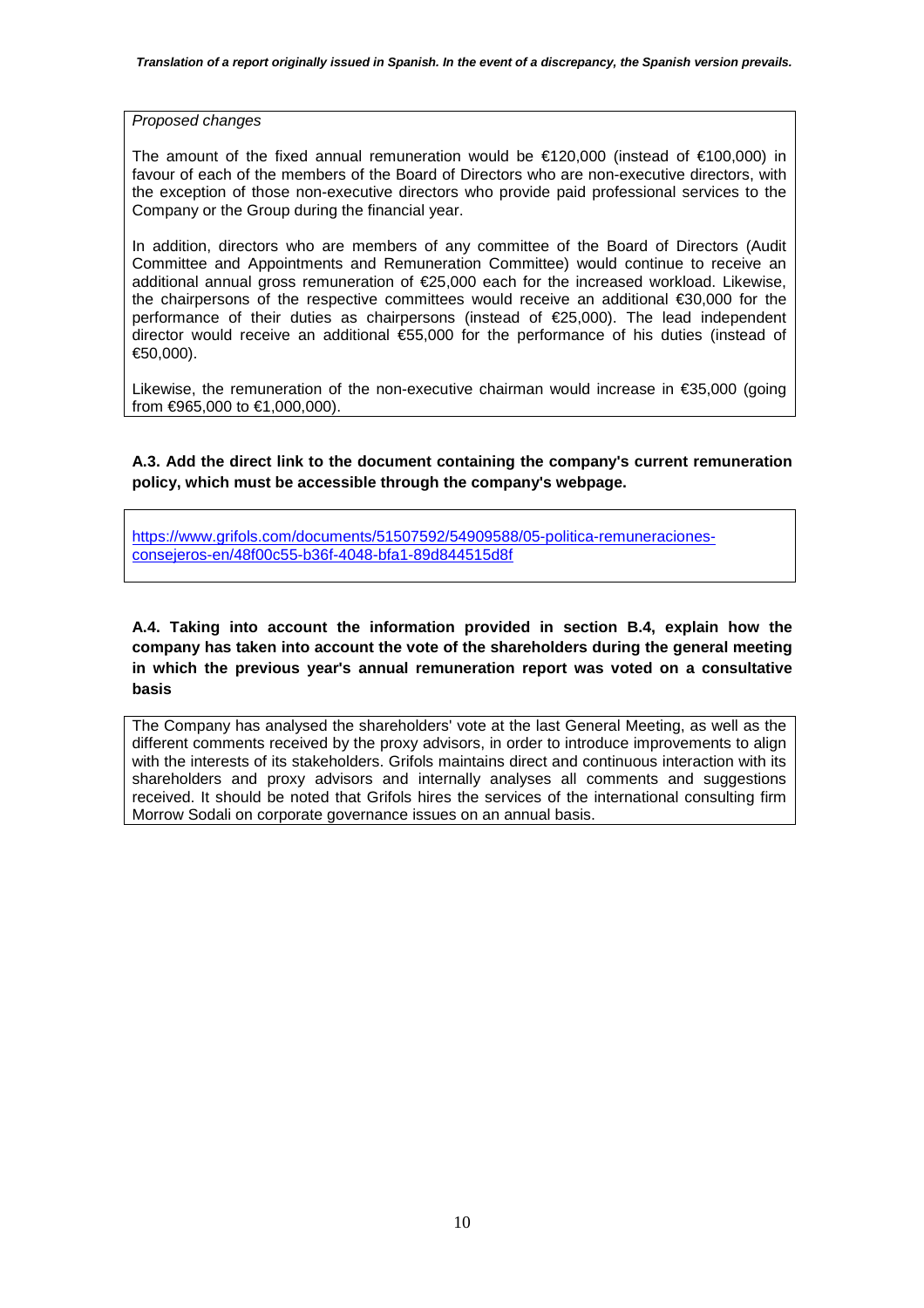*Proposed changes*

The amount of the fixed annual remuneration would be €120,000 (instead of €100,000) in favour of each of the members of the Board of Directors who are non-executive directors, with the exception of those non-executive directors who provide paid professional services to the Company or the Group during the financial year.

In addition, directors who are members of any committee of the Board of Directors (Audit Committee and Appointments and Remuneration Committee) would continue to receive an additional annual gross remuneration of €25,000 each for the increased workload. Likewise, the chairpersons of the respective committees would receive an additional €30,000 for the performance of their duties as chairpersons (instead of €25,000). The lead independent director would receive an additional €55,000 for the performance of his duties (instead of €50,000).

Likewise, the remuneration of the non-executive chairman would increase in €35,000 (going from €965,000 to €1,000,000).

**A.3. Add the direct link to the document containing the company's current remuneration policy, which must be accessible through the company's webpage.**

https://www.grifols.com/documents/51507592/54909588/05-politica-remuneraciones-consejeros-en/48f00c55-b36f-4048-bfa1-89d844515d8f

**A.4. Taking into account the information provided in section B.4, explain how the company has taken into account the vote of the shareholders during the general meeting in which the previous year's annual remuneration report was voted on a consultative basis**

The Company has analysed the shareholders' vote at the last General Meeting, as well as the different comments received by the proxy advisors, in order to introduce improvements to align with the interests of its stakeholders. Grifols maintains direct and continuous interaction with its shareholders and proxy advisors and internally analyses all comments and suggestions received. It should be noted that Grifols hires the services of the international consulting firm Morrow Sodali on corporate governance issues on an annual basis.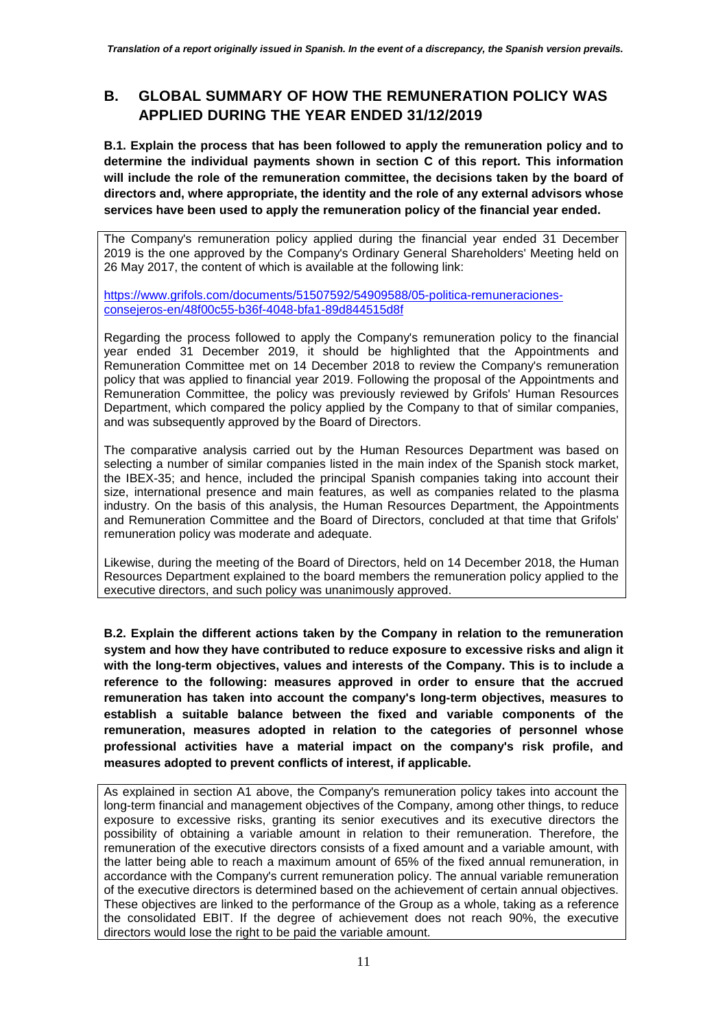## B. GLOBAL SUMMARY OF HOW THE REMUNERATION POLICY WAS APPLIED DURING THE YEAR ENDED 31/12/2019

**B.1. Explain the process that has been followed to apply the remuneration policy and to determine the individual payments shown in section C of this report. This information will include the role of the remuneration committee, the decisions taken by the board of directors and, where appropriate, the identity and the role of any external advisors whose services have been used to apply the remuneration policy of the financial year ended.**

The Company's remuneration policy applied during the financial year ended 31 December 2019 is the one approved by the Company's Ordinary General Shareholders' Meeting held on 26 May 2017, the content of which is available at the following link:

https://www.grifols.com/documents/51507592/54909588/05-politica-remuneraciones-consejeros-en/48f00c55-b36f-4048-bfa1-89d844515d8f

Regarding the process followed to apply the Company's remuneration policy to the financial year ended 31 December 2019, it should be highlighted that the Appointments and Remuneration Committee met on 14 December 2018 to review the Company's remuneration policy that was applied to financial year 2019. Following the proposal of the Appointments and Remuneration Committee, the policy was previously reviewed by Grifols' Human Resources Department, which compared the policy applied by the Company to that of similar companies, and was subsequently approved by the Board of Directors.

The comparative analysis carried out by the Human Resources Department was based on selecting a number of similar companies listed in the main index of the Spanish stock market, the IBEX-35; and hence, included the principal Spanish companies taking into account their size, international presence and main features, as well as companies related to the plasma industry. On the basis of this analysis, the Human Resources Department, the Appointments and Remuneration Committee and the Board of Directors, concluded at that time that Grifols' remuneration policy was moderate and adequate.

Likewise, during the meeting of the Board of Directors, held on 14 December 2018, the Human Resources Department explained to the board members the remuneration policy applied to the executive directors, and such policy was unanimously approved.

**B.2. Explain the different actions taken by the Company in relation to the remuneration system and how they have contributed to reduce exposure to excessive risks and align it with the long-term objectives, values and interests of the Company. This is to include a reference to the following: measures approved in order to ensure that the accrued remuneration has taken into account the company's long-term objectives, measures to establish a suitable balance between the fixed and variable components of the remuneration, measures adopted in relation to the categories of personnel whose professional activities have a material impact on the company's risk profile, and measures adopted to prevent conflicts of interest, if applicable.**

As explained in section A1 above, the Company's remuneration policy takes into account the long-term financial and management objectives of the Company, among other things, to reduce exposure to excessive risks, granting its senior executives and its executive directors the possibility of obtaining a variable amount in relation to their remuneration. Therefore, the remuneration of the executive directors consists of a fixed amount and a variable amount, with the latter being able to reach a maximum amount of 65% of the fixed annual remuneration, in accordance with the Company's current remuneration policy. The annual variable remuneration of the executive directors is determined based on the achievement of certain annual objectives. These objectives are linked to the performance of the Group as a whole, taking as a reference the consolidated EBIT. If the degree of achievement does not reach 90%, the executive directors would lose the right to be paid the variable amount.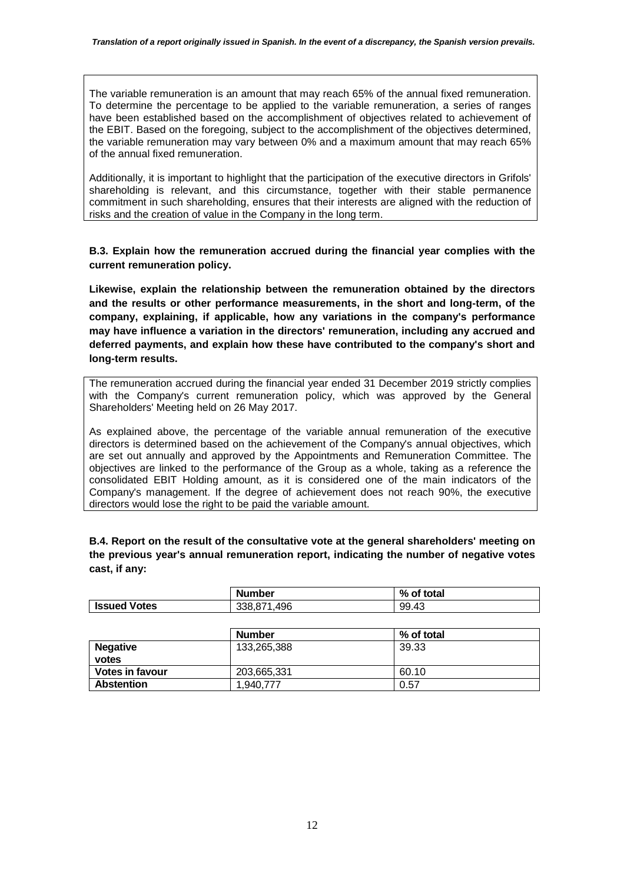*Translation of a report originally issued in Spanish. In the event of a discrepancy, the Spanish version prevails.*

The variable remuneration is an amount that may reach 65% of the annual fixed remuneration. To determine the percentage to be applied to the variable remuneration, a series of ranges have been established based on the accomplishment of objectives related to achievement of the EBIT. Based on the foregoing, subject to the accomplishment of the objectives determined, the variable remuneration may vary between 0% and a maximum amount that may reach 65% of the annual fixed remuneration.

Additionally, it is important to highlight that the participation of the executive directors in Grifols' shareholding is relevant, and this circumstance, together with their stable permanence commitment in such shareholding, ensures that their interests are aligned with the reduction of risks and the creation of value in the Company in the long term.

**B.3. Explain how the remuneration accrued during the financial year complies with the current remuneration policy.**

**Likewise, explain the relationship between the remuneration obtained by the directors and the results or other performance measurements, in the short and long-term, of the company, explaining, if applicable, how any variations in the company's performance may have influence a variation in the directors' remuneration, including any accrued and deferred payments, and explain how these have contributed to the company's short and long-term results.**

The remuneration accrued during the financial year ended 31 December 2019 strictly complies with the Company's current remuneration policy, which was approved by the General Shareholders' Meeting held on 26 May 2017.

As explained above, the percentage of the variable annual remuneration of the executive directors is determined based on the achievement of the Company's annual objectives, which are set out annually and approved by the Appointments and Remuneration Committee. The objectives are linked to the performance of the Group as a whole, taking as a reference the consolidated EBIT Holding amount, as it is considered one of the main indicators of the Company's management. If the degree of achievement does not reach 90%, the executive directors would lose the right to be paid the variable amount.

**B.4. Report on the result of the consultative vote at the general shareholders' meeting on the previous year's annual remuneration report, indicating the number of negative votes cast, if any:**

| | Number | % of total |
|---|---|---|
| **Issued Votes** | 338,871,496 | 99.43 |

| | Number | % of total |
|---|---|---|
| **Negative votes** | 133,265,388 | 39.33 |
| **Votes in favour** | 203,665,331 | 60.10 |
| **Abstention** | 1,940,777 | 0.57 |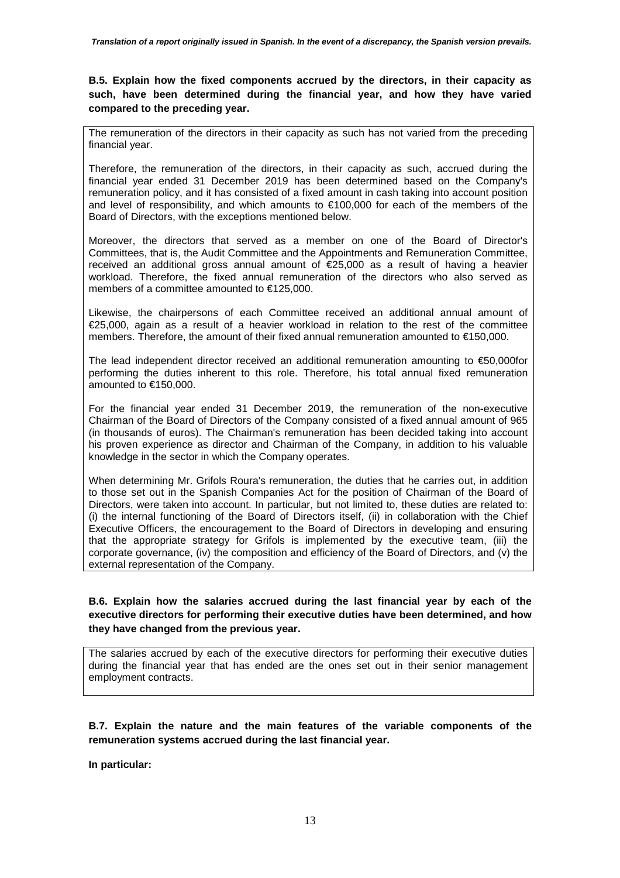**B.5. Explain how the fixed components accrued by the directors, in their capacity as such, have been determined during the financial year, and how they have varied compared to the preceding year.**

The remuneration of the directors in their capacity as such has not varied from the preceding financial year.

Therefore, the remuneration of the directors, in their capacity as such, accrued during the financial year ended 31 December 2019 has been determined based on the Company's remuneration policy, and it has consisted of a fixed amount in cash taking into account position and level of responsibility, and which amounts to €100,000 for each of the members of the Board of Directors, with the exceptions mentioned below.

Moreover, the directors that served as a member on one of the Board of Director's Committees, that is, the Audit Committee and the Appointments and Remuneration Committee, received an additional gross annual amount of €25,000 as a result of having a heavier workload. Therefore, the fixed annual remuneration of the directors who also served as members of a committee amounted to €125,000.

Likewise, the chairpersons of each Committee received an additional annual amount of €25,000, again as a result of a heavier workload in relation to the rest of the committee members. Therefore, the amount of their fixed annual remuneration amounted to €150,000.

The lead independent director received an additional remuneration amounting to €50,000for performing the duties inherent to this role. Therefore, his total annual fixed remuneration amounted to €150,000.

For the financial year ended 31 December 2019, the remuneration of the non-executive Chairman of the Board of Directors of the Company consisted of a fixed annual amount of 965 (in thousands of euros). The Chairman's remuneration has been decided taking into account his proven experience as director and Chairman of the Company, in addition to his valuable knowledge in the sector in which the Company operates.

When determining Mr. Grifols Roura's remuneration, the duties that he carries out, in addition to those set out in the Spanish Companies Act for the position of Chairman of the Board of Directors, were taken into account. In particular, but not limited to, these duties are related to: (i) the internal functioning of the Board of Directors itself, (ii) in collaboration with the Chief Executive Officers, the encouragement to the Board of Directors in developing and ensuring that the appropriate strategy for Grifols is implemented by the executive team, (iii) the corporate governance, (iv) the composition and efficiency of the Board of Directors, and (v) the external representation of the Company.

**B.6. Explain how the salaries accrued during the last financial year by each of the executive directors for performing their executive duties have been determined, and how they have changed from the previous year.**

The salaries accrued by each of the executive directors for performing their executive duties during the financial year that has ended are the ones set out in their senior management employment contracts.

**B.7. Explain the nature and the main features of the variable components of the remuneration systems accrued during the last financial year.**

**In particular:**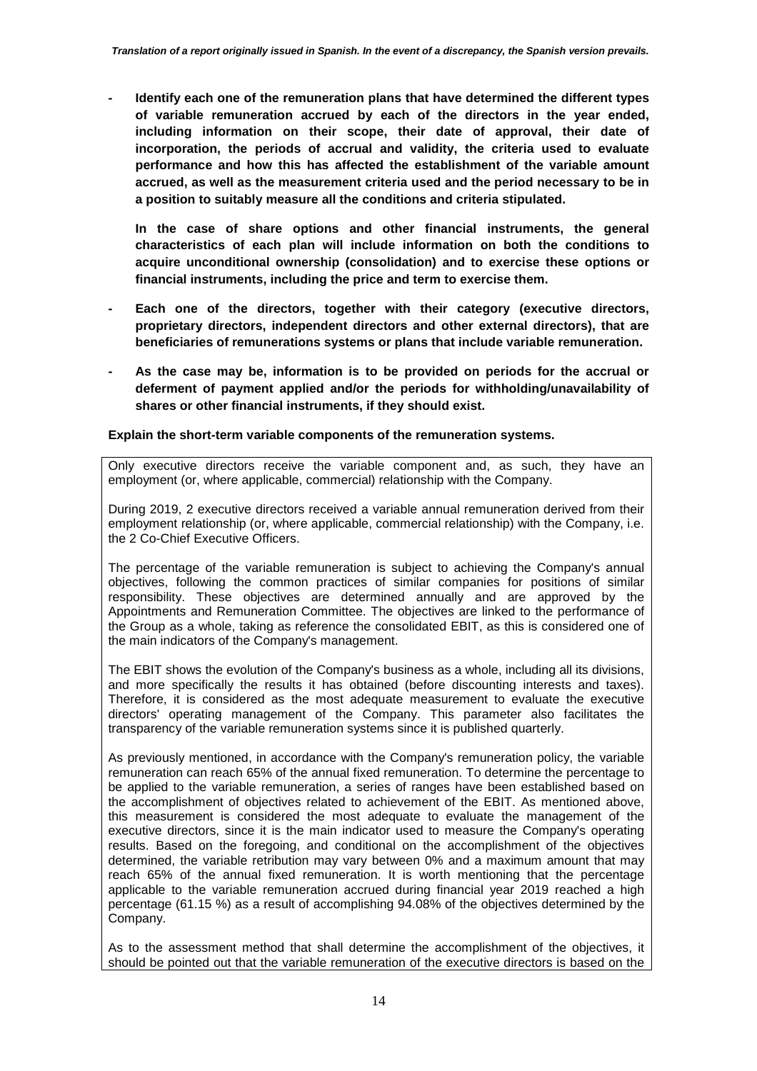- **Identify each one of the remuneration plans that have determined the different types of variable remuneration accrued by each of the directors in the year ended, including information on their scope, their date of approval, their date of incorporation, the periods of accrual and validity, the criteria used to evaluate performance and how this has affected the establishment of the variable amount accrued, as well as the measurement criteria used and the period necessary to be in a position to suitably measure all the conditions and criteria stipulated.**

  **In the case of share options and other financial instruments, the general characteristics of each plan will include information on both the conditions to acquire unconditional ownership (consolidation) and to exercise these options or financial instruments, including the price and term to exercise them.**

- **Each one of the directors, together with their category (executive directors, proprietary directors, independent directors and other external directors), that are beneficiaries of remunerations systems or plans that include variable remuneration.**

- **As the case may be, information is to be provided on periods for the accrual or deferment of payment applied and/or the periods for withholding/unavailability of shares or other financial instruments, if they should exist.**

**Explain the short-term variable components of the remuneration systems.**

Only executive directors receive the variable component and, as such, they have an employment (or, where applicable, commercial) relationship with the Company.

During 2019, 2 executive directors received a variable annual remuneration derived from their employment relationship (or, where applicable, commercial relationship) with the Company, i.e. the 2 Co-Chief Executive Officers.

The percentage of the variable remuneration is subject to achieving the Company's annual objectives, following the common practices of similar companies for positions of similar responsibility. These objectives are determined annually and are approved by the Appointments and Remuneration Committee. The objectives are linked to the performance of the Group as a whole, taking as reference the consolidated EBIT, as this is considered one of the main indicators of the Company's management.

The EBIT shows the evolution of the Company's business as a whole, including all its divisions, and more specifically the results it has obtained (before discounting interests and taxes). Therefore, it is considered as the most adequate measurement to evaluate the executive directors' operating management of the Company. This parameter also facilitates the transparency of the variable remuneration systems since it is published quarterly.

As previously mentioned, in accordance with the Company's remuneration policy, the variable remuneration can reach 65% of the annual fixed remuneration. To determine the percentage to be applied to the variable remuneration, a series of ranges have been established based on the accomplishment of objectives related to achievement of the EBIT. As mentioned above, this measurement is considered the most adequate to evaluate the management of the executive directors, since it is the main indicator used to measure the Company's operating results. Based on the foregoing, and conditional on the accomplishment of the objectives determined, the variable retribution may vary between 0% and a maximum amount that may reach 65% of the annual fixed remuneration. It is worth mentioning that the percentage applicable to the variable remuneration accrued during financial year 2019 reached a high percentage (61.15 %) as a result of accomplishing 94.08% of the objectives determined by the Company.

As to the assessment method that shall determine the accomplishment of the objectives, it should be pointed out that the variable remuneration of the executive directors is based on the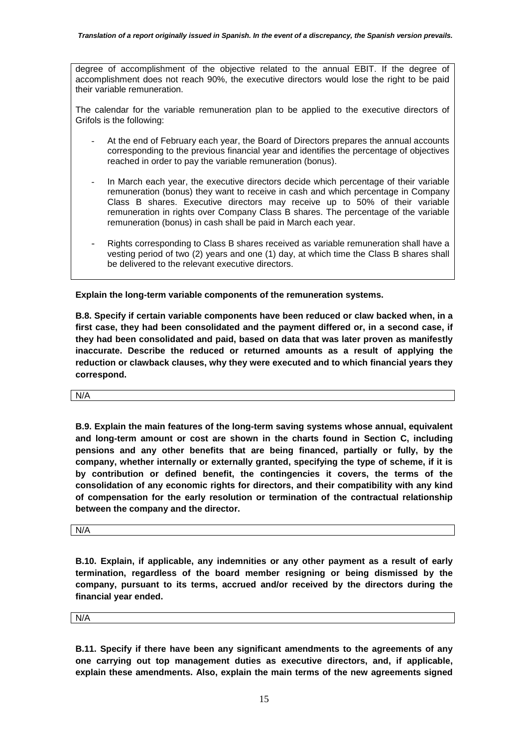degree of accomplishment of the objective related to the annual EBIT. If the degree of accomplishment does not reach 90%, the executive directors would lose the right to be paid their variable remuneration.

The calendar for the variable remuneration plan to be applied to the executive directors of Grifols is the following:

- At the end of February each year, the Board of Directors prepares the annual accounts corresponding to the previous financial year and identifies the percentage of objectives reached in order to pay the variable remuneration (bonus).
- In March each year, the executive directors decide which percentage of their variable remuneration (bonus) they want to receive in cash and which percentage in Company Class B shares. Executive directors may receive up to 50% of their variable remuneration in rights over Company Class B shares. The percentage of the variable remuneration (bonus) in cash shall be paid in March each year.
- Rights corresponding to Class B shares received as variable remuneration shall have a vesting period of two (2) years and one (1) day, at which time the Class B shares shall be delivered to the relevant executive directors.

**Explain the long-term variable components of the remuneration systems.**

**B.8. Specify if certain variable components have been reduced or claw backed when, in a first case, they had been consolidated and the payment differed or, in a second case, if they had been consolidated and paid, based on data that was later proven as manifestly inaccurate. Describe the reduced or returned amounts as a result of applying the reduction or clawback clauses, why they were executed and to which financial years they correspond.**

N/A

**B.9. Explain the main features of the long-term saving systems whose annual, equivalent and long-term amount or cost are shown in the charts found in Section C, including pensions and any other benefits that are being financed, partially or fully, by the company, whether internally or externally granted, specifying the type of scheme, if it is by contribution or defined benefit, the contingencies it covers, the terms of the consolidation of any economic rights for directors, and their compatibility with any kind of compensation for the early resolution or termination of the contractual relationship between the company and the director.**

N/A

**B.10. Explain, if applicable, any indemnities or any other payment as a result of early termination, regardless of the board member resigning or being dismissed by the company, pursuant to its terms, accrued and/or received by the directors during the financial year ended.**

N/A

**B.11. Specify if there have been any significant amendments to the agreements of any one carrying out top management duties as executive directors, and, if applicable, explain these amendments. Also, explain the main terms of the new agreements signed**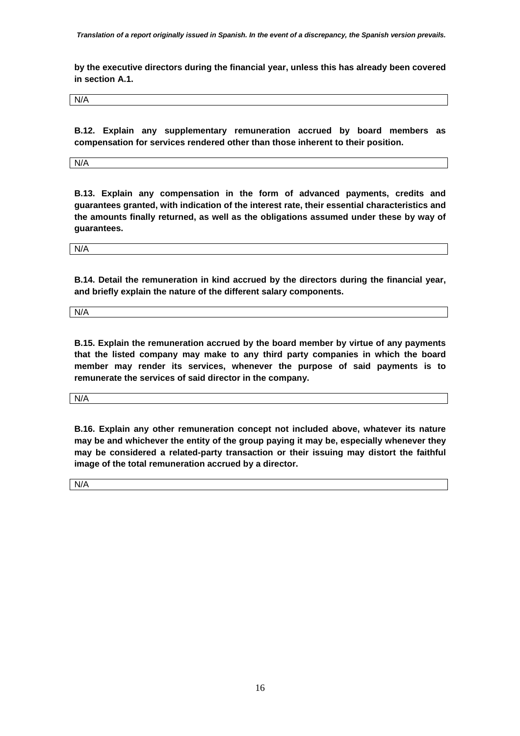**by the executive directors during the financial year, unless this has already been covered in section A.1.**

N/A

**B.12. Explain any supplementary remuneration accrued by board members as compensation for services rendered other than those inherent to their position.**

N/A

**B.13. Explain any compensation in the form of advanced payments, credits and guarantees granted, with indication of the interest rate, their essential characteristics and the amounts finally returned, as well as the obligations assumed under these by way of guarantees.**

N/A

**B.14. Detail the remuneration in kind accrued by the directors during the financial year, and briefly explain the nature of the different salary components.**

N/A

**B.15. Explain the remuneration accrued by the board member by virtue of any payments that the listed company may make to any third party companies in which the board member may render its services, whenever the purpose of said payments is to remunerate the services of said director in the company.**

N/A

**B.16. Explain any other remuneration concept not included above, whatever its nature may be and whichever the entity of the group paying it may be, especially whenever they may be considered a related-party transaction or their issuing may distort the faithful image of the total remuneration accrued by a director.**

N/A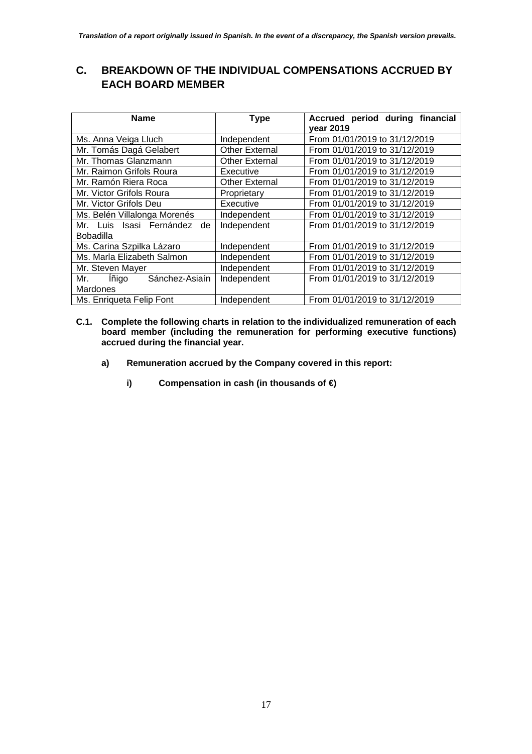## C. BREAKDOWN OF THE INDIVIDUAL COMPENSATIONS ACCRUED BY EACH BOARD MEMBER

| Name | Type | Accrued period during financial year 2019 |
|---|---|---|
| Ms. Anna Veiga Lluch | Independent | From 01/01/2019 to 31/12/2019 |
| Mr. Tomás Dagá Gelabert | Other External | From 01/01/2019 to 31/12/2019 |
| Mr. Thomas Glanzmann | Other External | From 01/01/2019 to 31/12/2019 |
| Mr. Raimon Grifols Roura | Executive | From 01/01/2019 to 31/12/2019 |
| Mr. Ramón Riera Roca | Other External | From 01/01/2019 to 31/12/2019 |
| Mr. Victor Grifols Roura | Proprietary | From 01/01/2019 to 31/12/2019 |
| Mr. Victor Grifols Deu | Executive | From 01/01/2019 to 31/12/2019 |
| Ms. Belén Villalonga Morenés | Independent | From 01/01/2019 to 31/12/2019 |
| Mr. Luis Isasi Fernández de Bobadilla | Independent | From 01/01/2019 to 31/12/2019 |
| Ms. Carina Szpilka Lázaro | Independent | From 01/01/2019 to 31/12/2019 |
| Ms. Marla Elizabeth Salmon | Independent | From 01/01/2019 to 31/12/2019 |
| Mr. Steven Mayer | Independent | From 01/01/2019 to 31/12/2019 |
| Mr. Íñigo Sánchez-Asiaín Mardones | Independent | From 01/01/2019 to 31/12/2019 |
| Ms. Enriqueta Felip Font | Independent | From 01/01/2019 to 31/12/2019 |

**C.1. Complete the following charts in relation to the individualized remuneration of each board member (including the remuneration for performing executive functions) accrued during the financial year.**

**a) Remuneration accrued by the Company covered in this report:**

**i) Compensation in cash (in thousands of €)**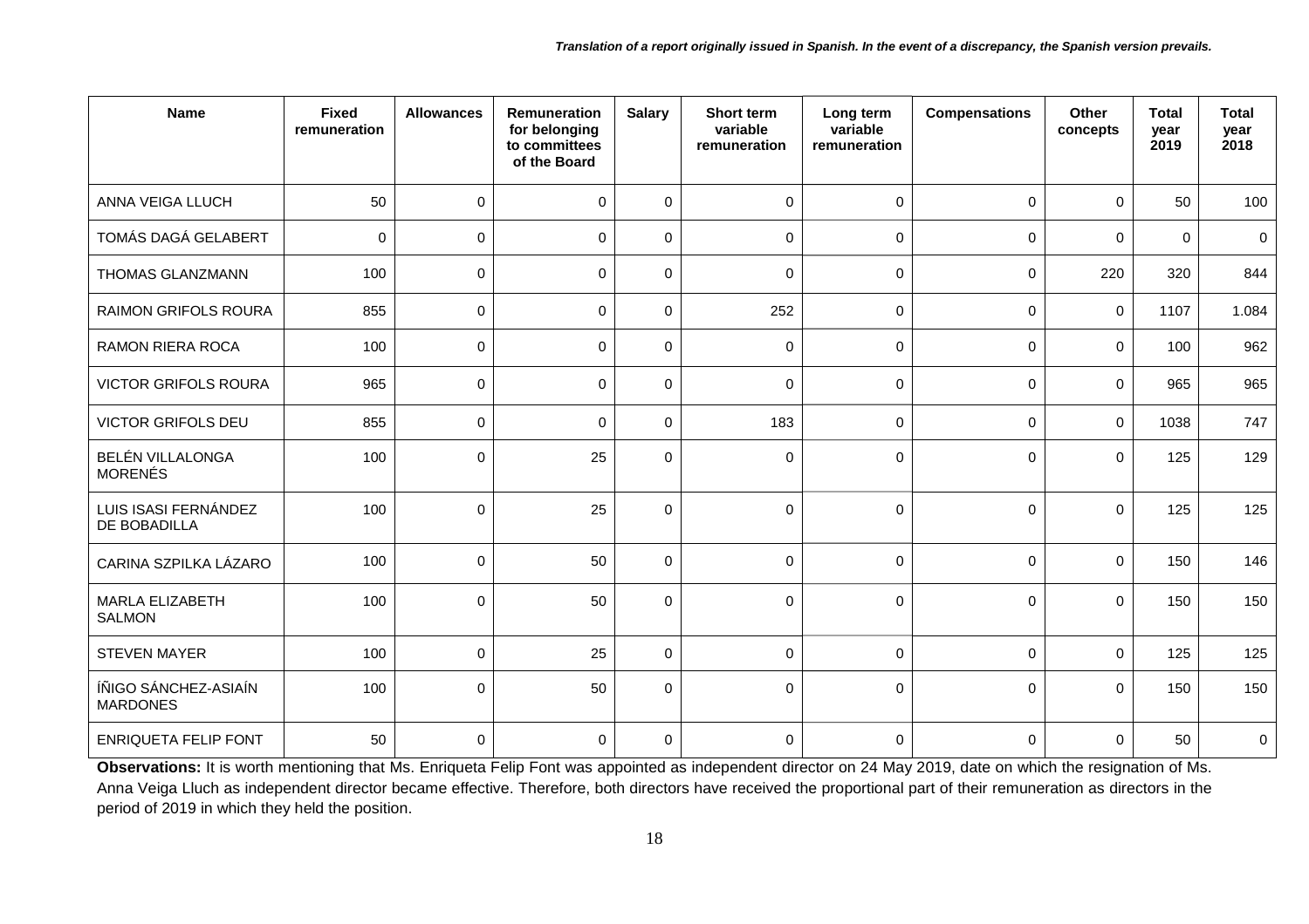*Translation of a report originally issued in Spanish. In the event of a discrepancy, the Spanish version prevails.*

| Name | Fixed remuneration | Allowances | Remuneration for belonging to committees of the Board | Salary | Short term variable remuneration | Long term variable remuneration | Compensations | Other concepts | Total year 2019 | Total year 2018 |
|---|---|---|---|---|---|---|---|---|---|---|
| ANNA VEIGA LLUCH | 50 | 0 | 0 | 0 | 0 | 0 | 0 | 0 | 50 | 100 |
| TOMÁS DAGÁ GELABERT | 0 | 0 | 0 | 0 | 0 | 0 | 0 | 0 | 0 | 0 |
| THOMAS GLANZMANN | 100 | 0 | 0 | 0 | 0 | 0 | 0 | 220 | 320 | 844 |
| RAIMON GRIFOLS ROURA | 855 | 0 | 0 | 0 | 252 | 0 | 0 | 0 | 1107 | 1.084 |
| RAMON RIERA ROCA | 100 | 0 | 0 | 0 | 0 | 0 | 0 | 0 | 100 | 962 |
| VICTOR GRIFOLS ROURA | 965 | 0 | 0 | 0 | 0 | 0 | 0 | 0 | 965 | 965 |
| VICTOR GRIFOLS DEU | 855 | 0 | 0 | 0 | 183 | 0 | 0 | 0 | 1038 | 747 |
| BELÉN VILLALONGA MORENÉS | 100 | 0 | 25 | 0 | 0 | 0 | 0 | 0 | 125 | 129 |
| LUIS ISASI FERNÁNDEZ DE BOBADILLA | 100 | 0 | 25 | 0 | 0 | 0 | 0 | 0 | 125 | 125 |
| CARINA SZPILKA LÁZARO | 100 | 0 | 50 | 0 | 0 | 0 | 0 | 0 | 150 | 146 |
| MARLA ELIZABETH SALMON | 100 | 0 | 50 | 0 | 0 | 0 | 0 | 0 | 150 | 150 |
| STEVEN MAYER | 100 | 0 | 25 | 0 | 0 | 0 | 0 | 0 | 125 | 125 |
| ÍÑIGO SÁNCHEZ-ASIAÍN MARDONES | 100 | 0 | 50 | 0 | 0 | 0 | 0 | 0 | 150 | 150 |
| ENRIQUETA FELIP FONT | 50 | 0 | 0 | 0 | 0 | 0 | 0 | 0 | 50 | 0 |

**Observations:** It is worth mentioning that Ms. Enriqueta Felip Font was appointed as independent director on 24 May 2019, date on which the resignation of Ms. Anna Veiga Lluch as independent director became effective. Therefore, both directors have received the proportional part of their remuneration as directors in the period of 2019 in which they held the position.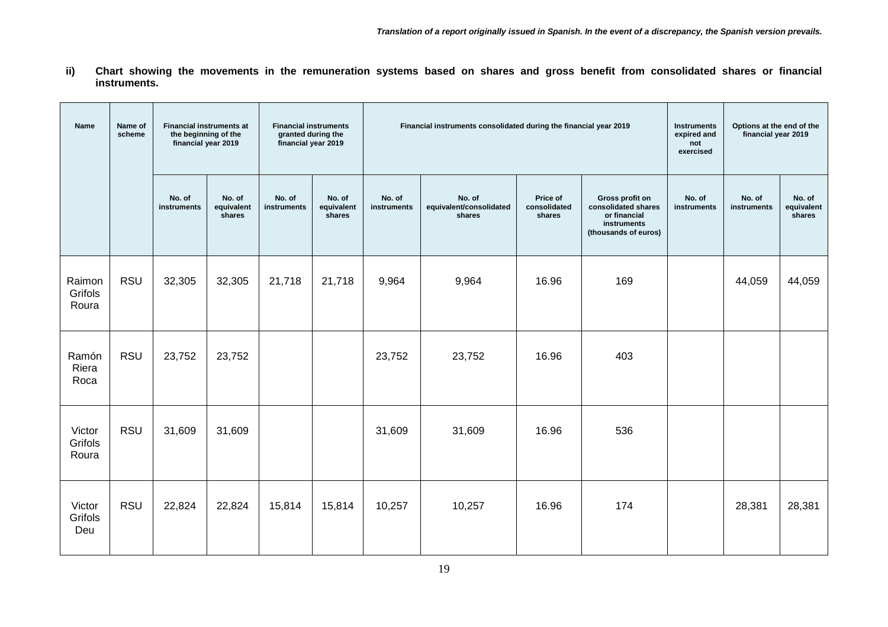*Translation of a report originally issued in Spanish. In the event of a discrepancy, the Spanish version prevails.*

**ii) Chart showing the movements in the remuneration systems based on shares and gross benefit from consolidated shares or financial instruments.**

| Name | Name of scheme | Financial instruments at the beginning of the financial year 2019 | | Financial instruments granted during the financial year 2019 | | Financial instruments consolidated during the financial year 2019 | | | | Instruments expired and not exercised | Options at the end of the financial year 2019 | |
|---|---|---|---|---|---|---|---|---|---|---|---|---|
| | | No. of instruments | No. of equivalent shares | No. of instruments | No. of equivalent shares | No. of instruments | No. of equivalent/consolidated shares | Price of consolidated shares | Gross profit on consolidated shares or financial instruments (thousands of euros) | No. of instruments | No. of instruments | No. of equivalent shares |
| Raimon Grifols Roura | RSU | 32,305 | 32,305 | 21,718 | 21,718 | 9,964 | 9,964 | 16.96 | 169 | | 44,059 | 44,059 |
| Ramón Riera Roca | RSU | 23,752 | 23,752 | | | 23,752 | 23,752 | 16.96 | 403 | | | |
| Victor Grifols Roura | RSU | 31,609 | 31,609 | | | 31,609 | 31,609 | 16.96 | 536 | | | |
| Victor Grifols Deu | RSU | 22,824 | 22,824 | 15,814 | 15,814 | 10,257 | 10,257 | 16.96 | 174 | | 28,381 | 28,381 |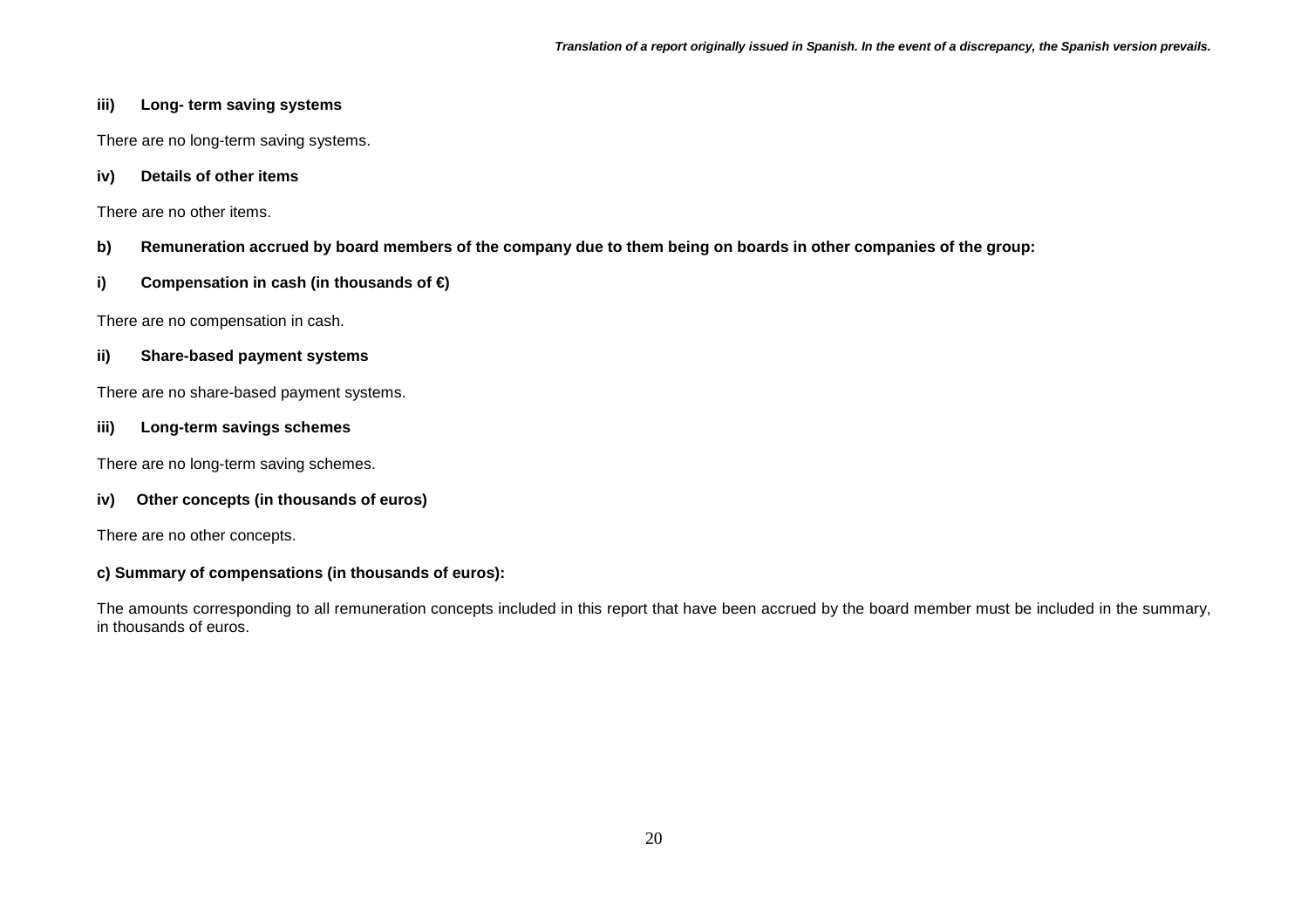**iii) Long- term saving systems**

There are no long-term saving systems.

**iv) Details of other items**

There are no other items.

**b) Remuneration accrued by board members of the company due to them being on boards in other companies of the group:**

**i) Compensation in cash (in thousands of €)**

There are no compensation in cash.

**ii) Share-based payment systems**

There are no share-based payment systems.

**iii) Long-term savings schemes**

There are no long-term saving schemes.

**iv) Other concepts (in thousands of euros)**

There are no other concepts.

**c) Summary of compensations (in thousands of euros):**

The amounts corresponding to all remuneration concepts included in this report that have been accrued by the board member must be included in the summary, in thousands of euros.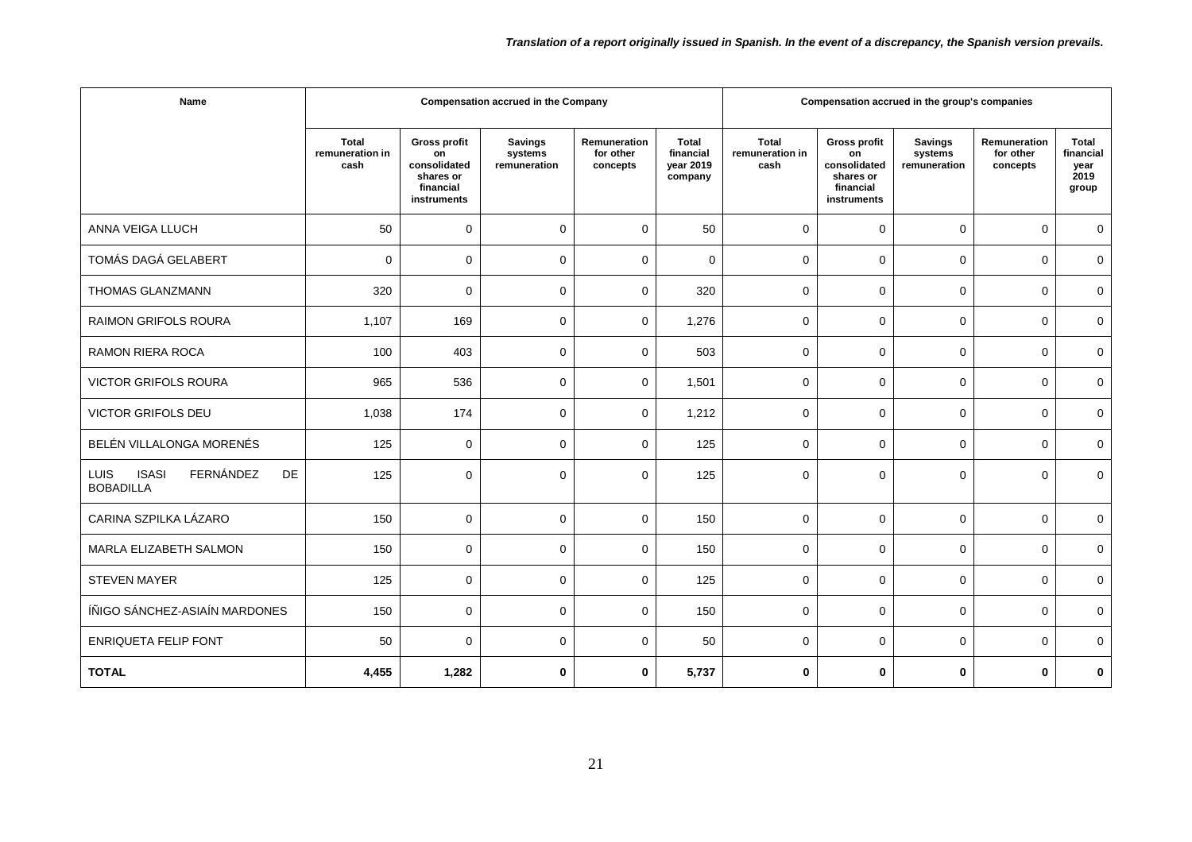*Translation of a report originally issued in Spanish. In the event of a discrepancy, the Spanish version prevails.*

| Name | Compensation accrued in the Company | | | | | Compensation accrued in the group's companies | | | | |
|---|---|---|---|---|---|---|---|---|---|---|
| | Total remuneration in cash | Gross profit on consolidated shares or financial instruments | Savings systems remuneration | Remuneration for other concepts | Total financial year 2019 company | Total remuneration in cash | Gross profit on consolidated shares or financial instruments | Savings systems remuneration | Remuneration for other concepts | Total financial year 2019 group |
| ANNA VEIGA LLUCH | 50 | 0 | 0 | 0 | 50 | 0 | 0 | 0 | 0 | 0 |
| TOMÁS DAGÁ GELABERT | 0 | 0 | 0 | 0 | 0 | 0 | 0 | 0 | 0 | 0 |
| THOMAS GLANZMANN | 320 | 0 | 0 | 0 | 320 | 0 | 0 | 0 | 0 | 0 |
| RAIMON GRIFOLS ROURA | 1,107 | 169 | 0 | 0 | 1,276 | 0 | 0 | 0 | 0 | 0 |
| RAMON RIERA ROCA | 100 | 403 | 0 | 0 | 503 | 0 | 0 | 0 | 0 | 0 |
| VICTOR GRIFOLS ROURA | 965 | 536 | 0 | 0 | 1,501 | 0 | 0 | 0 | 0 | 0 |
| VICTOR GRIFOLS DEU | 1,038 | 174 | 0 | 0 | 1,212 | 0 | 0 | 0 | 0 | 0 |
| BELÉN VILLALONGA MORENÉS | 125 | 0 | 0 | 0 | 125 | 0 | 0 | 0 | 0 | 0 |
| LUIS ISASI FERNÁNDEZ DE BOBADILLA | 125 | 0 | 0 | 0 | 125 | 0 | 0 | 0 | 0 | 0 |
| CARINA SZPILKA LÁZARO | 150 | 0 | 0 | 0 | 150 | 0 | 0 | 0 | 0 | 0 |
| MARLA ELIZABETH SALMON | 150 | 0 | 0 | 0 | 150 | 0 | 0 | 0 | 0 | 0 |
| STEVEN MAYER | 125 | 0 | 0 | 0 | 125 | 0 | 0 | 0 | 0 | 0 |
| ÍÑIGO SÁNCHEZ-ASIAÍN MARDONES | 150 | 0 | 0 | 0 | 150 | 0 | 0 | 0 | 0 | 0 |
| ENRIQUETA FELIP FONT | 50 | 0 | 0 | 0 | 50 | 0 | 0 | 0 | 0 | 0 |
| **TOTAL** | **4,455** | **1,282** | **0** | **0** | **5,737** | **0** | **0** | **0** | **0** | **0** |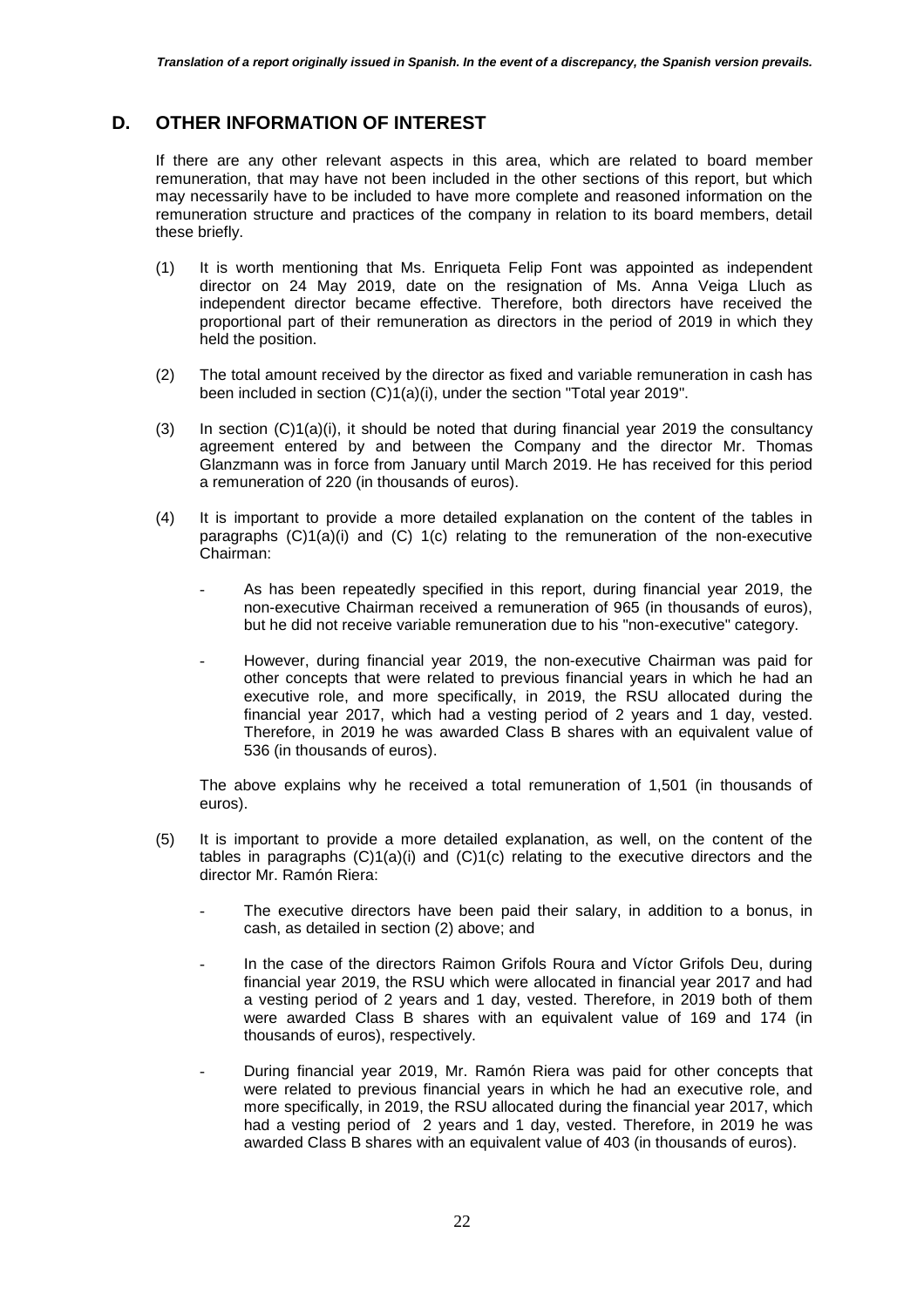## D. OTHER INFORMATION OF INTEREST

If there are any other relevant aspects in this area, which are related to board member remuneration, that may have not been included in the other sections of this report, but which may necessarily have to be included to have more complete and reasoned information on the remuneration structure and practices of the company in relation to its board members, detail these briefly.

(1) It is worth mentioning that Ms. Enriqueta Felip Font was appointed as independent director on 24 May 2019, date on the resignation of Ms. Anna Veiga Lluch as independent director became effective. Therefore, both directors have received the proportional part of their remuneration as directors in the period of 2019 in which they held the position.

(2) The total amount received by the director as fixed and variable remuneration in cash has been included in section (C)1(a)(i), under the section "Total year 2019".

(3) In section (C)1(a)(i), it should be noted that during financial year 2019 the consultancy agreement entered by and between the Company and the director Mr. Thomas Glanzmann was in force from January until March 2019. He has received for this period a remuneration of 220 (in thousands of euros).

(4) It is important to provide a more detailed explanation on the content of the tables in paragraphs (C)1(a)(i) and (C) 1(c) relating to the remuneration of the non-executive Chairman:

- As has been repeatedly specified in this report, during financial year 2019, the non-executive Chairman received a remuneration of 965 (in thousands of euros), but he did not receive variable remuneration due to his "non-executive" category.
- However, during financial year 2019, the non-executive Chairman was paid for other concepts that were related to previous financial years in which he had an executive role, and more specifically, in 2019, the RSU allocated during the financial year 2017, which had a vesting period of 2 years and 1 day, vested. Therefore, in 2019 he was awarded Class B shares with an equivalent value of 536 (in thousands of euros).

The above explains why he received a total remuneration of 1,501 (in thousands of euros).

(5) It is important to provide a more detailed explanation, as well, on the content of the tables in paragraphs (C)1(a)(i) and (C)1(c) relating to the executive directors and the director Mr. Ramón Riera:

- The executive directors have been paid their salary, in addition to a bonus, in cash, as detailed in section (2) above; and
- In the case of the directors Raimon Grifols Roura and Víctor Grifols Deu, during financial year 2019, the RSU which were allocated in financial year 2017 and had a vesting period of 2 years and 1 day, vested. Therefore, in 2019 both of them were awarded Class B shares with an equivalent value of 169 and 174 (in thousands of euros), respectively.
- During financial year 2019, Mr. Ramón Riera was paid for other concepts that were related to previous financial years in which he had an executive role, and more specifically, in 2019, the RSU allocated during the financial year 2017, which had a vesting period of 2 years and 1 day, vested. Therefore, in 2019 he was awarded Class B shares with an equivalent value of 403 (in thousands of euros).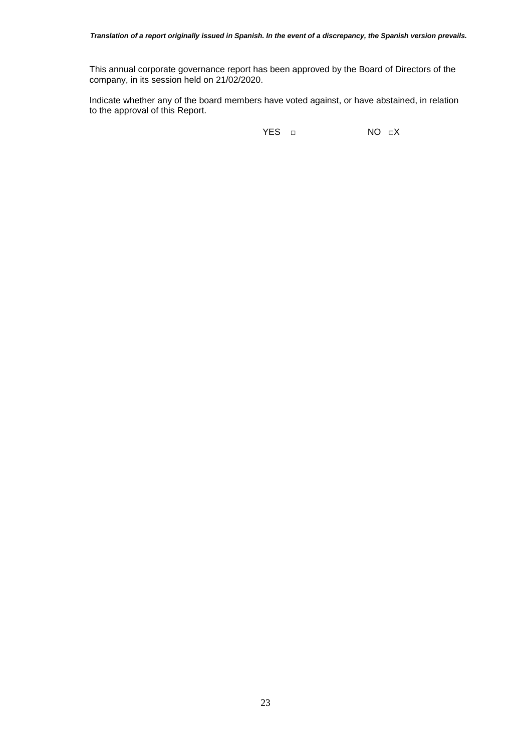***Translation of a report originally issued in Spanish. In the event of a discrepancy, the Spanish version prevails.***

This annual corporate governance report has been approved by the Board of Directors of the company, in its session held on 21/02/2020.

Indicate whether any of the board members have voted against, or have abstained, in relation to the approval of this Report.

YES □ NO □X